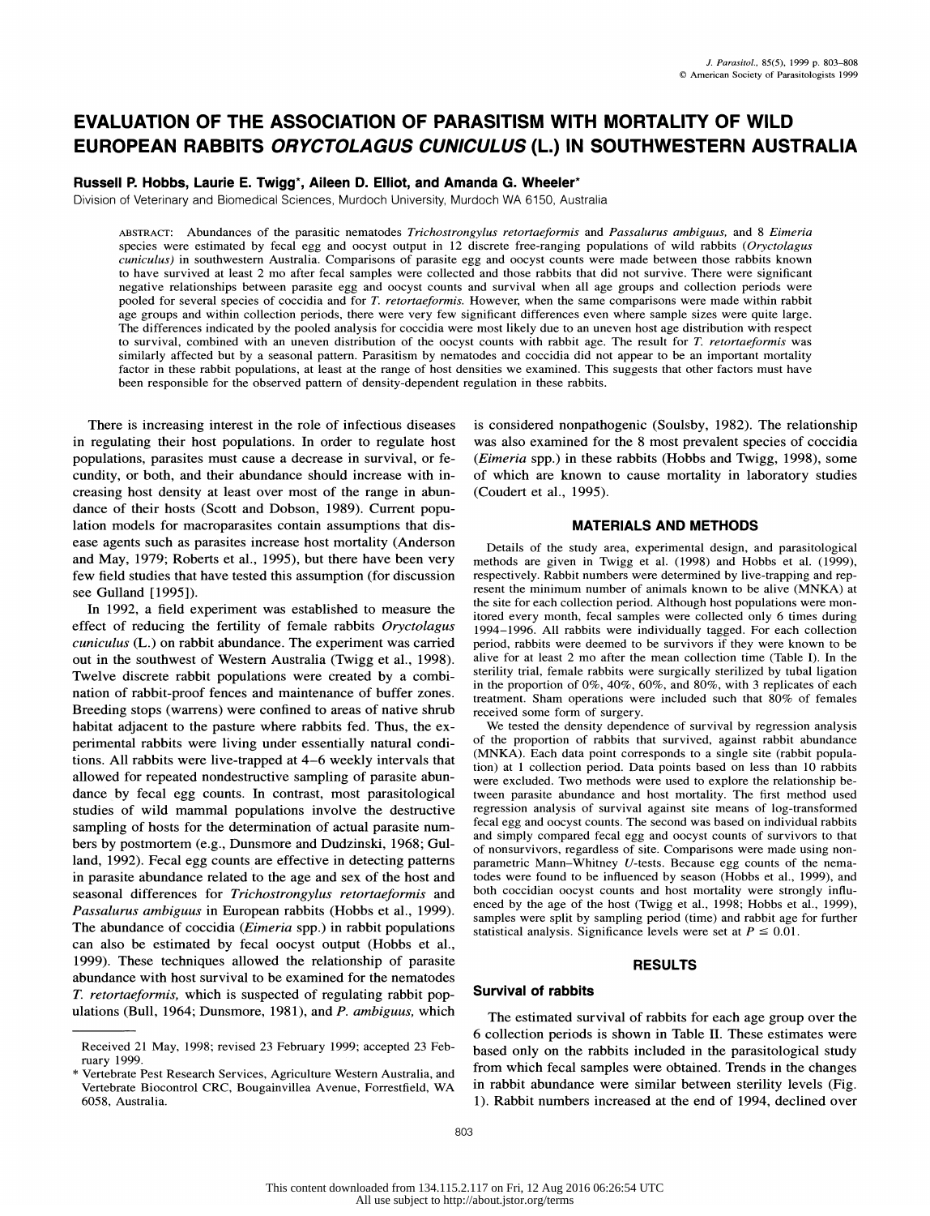# EVALUATION OF THE ASSOCIATION OF PARASITISM WITH MORTALITY OF WILD EUROPEAN RABBITS *ORYCTOLAGUS CUNICULUS* (L.) IN SOUTHWESTERN AUSTRALIA

**Russell P. Hobbs, Laurie E. Twigg\*, Aileen D. Elliot, and Amanda G. Wheeler\***

Division of Veterinary and Biomedical Sciences, Murdoch University, Murdoch WA 6150, Australia

ABSTRACT: Abundances of the parasitic nematodes *Trichostrongylus retortaeformis* and *Passalurus ambiguus,* and 8 *Eimeria* species were estimated by fecal egg and oocyst output in 12 discrete free-ranging populations of wild rabbits (*Oryctolagus cuniculus*) in southwestern Australia. Comparisons of parasite egg and oocyst counts were made between those rabbits known to have survived at least 2 mo after fecal samples were collected and those rabbits that did not survive. There were significant negative relationships between parasite egg and oocyst counts and survival when all age groups and collection periods were pooled for several species of coccidia and for *T. retortaeformis.* However, when the same comparisons were made within rabbit age groups and within collection periods, there were very few significant differences even where sample sizes were quite large. The differences indicated by the pooled analysis for coccidia were most likely due to an uneven host age distribution with respect to survival, combined with an uneven distribution of the oocyst counts with rabbit age. The result for *T. retortaeformis* was similarly affected but by a seasonal pattern. Parasitism by nematodes and coccidia did not appear to be an important mortality factor in these rabbit populations, at least at the range of host densities we examined. This suggests that other factors must have been responsible for the observed pattern of density-dependent regulation in these rabbits.

There is increasing interest in the role of infectious diseases in regulating their host populations. In order to regulate host populations, parasites must cause a decrease in survival, or fecundity, or both, and their abundance should increase with increasing host density at least over most of the range in abundance of their hosts (Scott and Dobson, 1989). Current population models for macroparasites contain assumptions that disease agents such as parasites increase host mortality (Anderson and May, 1979; Roberts et al., 1995), but there have been very few field studies that have tested this assumption (for discussion see Gulland [1995]).

In 1992, a field experiment was established to measure the effect of reducing the fertility of female rabbits *Oryctolagus cuniculus* (L.) on rabbit abundance. The experiment was carried out in the southwest of Western Australia (Twigg et al., 1998). Twelve discrete rabbit populations were created by a combination of rabbit-proof fences and maintenance of buffer zones. Breeding stops (warrens) were confined to areas of native shrub habitat adjacent to the pasture where rabbits fed. Thus, the experimental rabbits were living under essentially natural conditions. All rabbits were live-trapped at 4–6 weekly intervals that allowed for repeated nondestructive sampling of parasite abundance by fecal egg counts. In contrast, most parasitological studies of wild mammal populations involve the destructive sampling of hosts for the determination of actual parasite numbers by postmortem (e.g., Dunsmore and Dudzinski, 1968; Gulland, 1992). Fecal egg counts are effective in detecting patterns in parasite abundance related to the age and sex of the host and seasonal differences for *Trichostrongylus retortaeformis* and *Passalurus ambiguus* in European rabbits (Hobbs et al., 1999). The abundance of coccidia (*Eimeria* spp.) in rabbit populations can also be estimated by fecal oocyst output (Hobbs et al., 1999). These techniques allowed the relationship of parasite abundance with host survival to be examined for the nematodes *T. retortaeformis,* which is suspected of regulating rabbit populations (Bull, 1964; Dunsmore, 1981), and *P. ambiguus,* which is considered nonpathogenic (Soulsby, 1982). The relationship was also examined for the 8 most prevalent species of coccidia (*Eimeria* spp.) in these rabbits (Hobbs and Twigg, 1998), some of which are known to cause mortality in laboratory studies (Coudert et al., 1995).

## MATERIALS AND METHODS

Details of the study area, experimental design, and parasitological methods are given in Twigg et al. (1998) and Hobbs et al. (1999), respectively. Rabbit numbers were determined by live-trapping and represent the minimum number of animals known to be alive (MNKA) at the site for each collection period. Although host populations were monitored every month, fecal samples were collected only 6 times during 1994–1996. All rabbits were individually tagged. For each collection period, rabbits were deemed to be survivors if they were known to be alive for at least 2 mo after the mean collection time (Table I). In the sterility trial, female rabbits were surgically sterilized by tubal ligation in the proportion of 0%, 40%, and 80%, with 3 replicates of each treatment. Sham operations were included such that 80% of females received some form of surgery.

We tested the density dependence of survival by regression analysis of the proportion of rabbits that survived, against rabbit abundance (MNKA). Each data point corresponds to a single site (rabbit population) at 1 collection period. Data points based on less than 10 rabbits were excluded. Two methods were used to explore the relationship between parasite abundance and host mortality. The first method used regression analysis of survival against site means of log-transformed fecal egg and oocyst counts. The second was based on individual rabbits and simply compared fecal egg and oocyst counts of survivors to that of nonsurvivors, regardless of site. Comparisons were made using nonparametric Mann–Whitney *U*-tests. Because egg counts of the nematodes were found to be influenced by season (Hobbs et al., 1999), and both coccidian oocyst counts and host mortality were strongly influenced by the age of the host (Twigg et al., 1998; Hobbs et al., 1999), samples were split by sampling period (time) and rabbit age for further statistical analysis. Significance levels were set at $P \leq 0.01$.

## RESULTS

### Survival of rabbits

The estimated survival of rabbits for each age group over the 6 collection periods is shown in Table II. These estimates were based only on the rabbits included in the parasitological study from which fecal samples were obtained. Trends in the changes in rabbit abundance were similar between sterility levels (Fig. 1). Rabbit numbers increased at the end of 1994, declined over

---

Received 21 May, 1998; revised 23 February 1999; accepted 23 February 1999.

\* Vertebrate Pest Research Services, Agriculture Western Australia, and Vertebrate Biocontrol CRC, Bougainvillea Avenue, Forrestfield, WA 6058, Australia.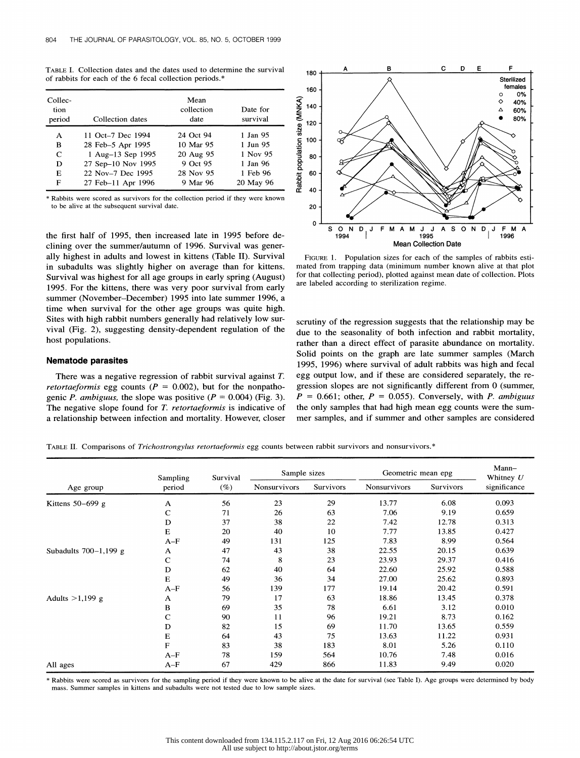TABLE I. Collection dates and the dates used to determine the survival of rabbits for each of the 6 fecal collection periods.*

| Collection period | Collection dates | Mean collection date | Date for survival |
|---|---|---|---|
| A | 11 Oct–7 Dec 1994 | 24 Oct 94 | 1 Jan 95 |
| B | 28 Feb–5 Apr 1995 | 10 Mar 95 | 1 Jun 95 |
| C | 1 Aug–13 Sep 1995 | 20 Aug 95 | 1 Nov 95 |
| D | 27 Sep–10 Nov 1995 | 9 Oct 95 | 1 Jan 96 |
| E | 22 Nov–7 Dec 1995 | 28 Nov 95 | 1 Feb 96 |
| F | 27 Feb–11 Apr 1996 | 9 Mar 96 | 20 May 96 |

* Rabbits were scored as survivors for the collection period if they were known to be alive at the subsequent survival date.

FIGURE 1. Population sizes for each of the samples of rabbits estimated from trapping data (minimum number known alive at that plot for that collecting period), plotted against mean date of collection. Plots are labeled according to sterilization regime.

the first half of 1995, then increased late in 1995 before declining over the summer/autumn of 1996. Survival was generally highest in adults and lowest in kittens (Table II). Survival in subadults was slightly higher on average than for kittens. Survival was highest for all age groups in early spring (August) 1995. For the kittens, there was very poor survival from early summer (November–December) 1995 into late summer 1996, a time when survival for the other age groups was quite high. Sites with high rabbit numbers generally had relatively low survival (Fig. 2), suggesting density-dependent regulation of the host populations.

## Nematode parasites

There was a negative regression of rabbit survival against *T. retortaeformis* egg counts ($P = 0.002$), but for the nonpathogenic *P. ambiguus,* the slope was positive ($P = 0.004$) (Fig. 3). The negative slope found for *T. retortaeformis* is indicative of a relationship between infection and mortality. However, closer scrutiny of the regression suggests that the relationship may be due to the seasonality of both infection and rabbit mortality, rather than a direct effect of parasite abundance on mortality. Solid points on the graph are late summer samples (March 1995, 1996) where survival of adult rabbits was high and fecal egg output low, and if these are considered separately, the regression slopes are not significantly different from 0 (summer, $P = 0.661$; other, $P = 0.055$). Conversely, with *P. ambiguus* the only samples that had high mean egg counts were the summer samples, and if summer and other samples are considered

TABLE II. Comparisons of *Trichostrongylus retortaeformis* egg counts between rabbit survivors and nonsurvivors.*

| Age group | Sampling period | Survival (%) | Sample sizes | | Geometric mean epg | | Mann–Whitney *U* significance |
|---|---|---|---|---|---|---|---|
| | | | Nonsurvivors | Survivors | Nonsurvivors | Survivors | |
| Kittens 50–699 g | A | 56 | 23 | 29 | 13.77 | 6.08 | 0.093 |
| | C | 71 | 26 | 63 | 7.06 | 9.19 | 0.659 |
| | D | 37 | 38 | 22 | 7.42 | 12.78 | 0.313 |
| | E | 20 | 40 | 10 | 7.77 | 13.85 | 0.427 |
| | A–F | 49 | 131 | 125 | 7.83 | 8.99 | 0.564 |
| Subadults 700–1,199 g | A | 47 | 43 | 38 | 22.55 | 20.15 | 0.639 |
| | C | 74 | 8 | 23 | 23.93 | 29.37 | 0.416 |
| | D | 62 | 40 | 64 | 22.60 | 25.92 | 0.588 |
| | E | 49 | 36 | 34 | 27.00 | 25.62 | 0.893 |
| | A–F | 56 | 139 | 177 | 19.14 | 20.42 | 0.591 |
| Adults >1,199 g | A | 79 | 17 | 63 | 18.86 | 13.45 | 0.378 |
| | B | 69 | 35 | 78 | 6.61 | 3.12 | 0.010 |
| | C | 90 | 11 | 96 | 19.21 | 8.73 | 0.162 |
| | D | 82 | 15 | 69 | 11.70 | 13.65 | 0.559 |
| | E | 64 | 43 | 75 | 13.63 | 11.22 | 0.931 |
| | F | 83 | 38 | 183 | 8.01 | 5.26 | 0.110 |
| | A–F | 78 | 159 | 564 | 10.76 | 7.48 | 0.016 |
| All ages | A–F | 67 | 429 | 866 | 11.83 | 9.49 | 0.020 |

* Rabbits were scored as survivors for the sampling period if they were known to be alive at the date for survival (see Table I). Age groups were determined by body mass. Summer samples in kittens and subadults were not tested due to low sample sizes.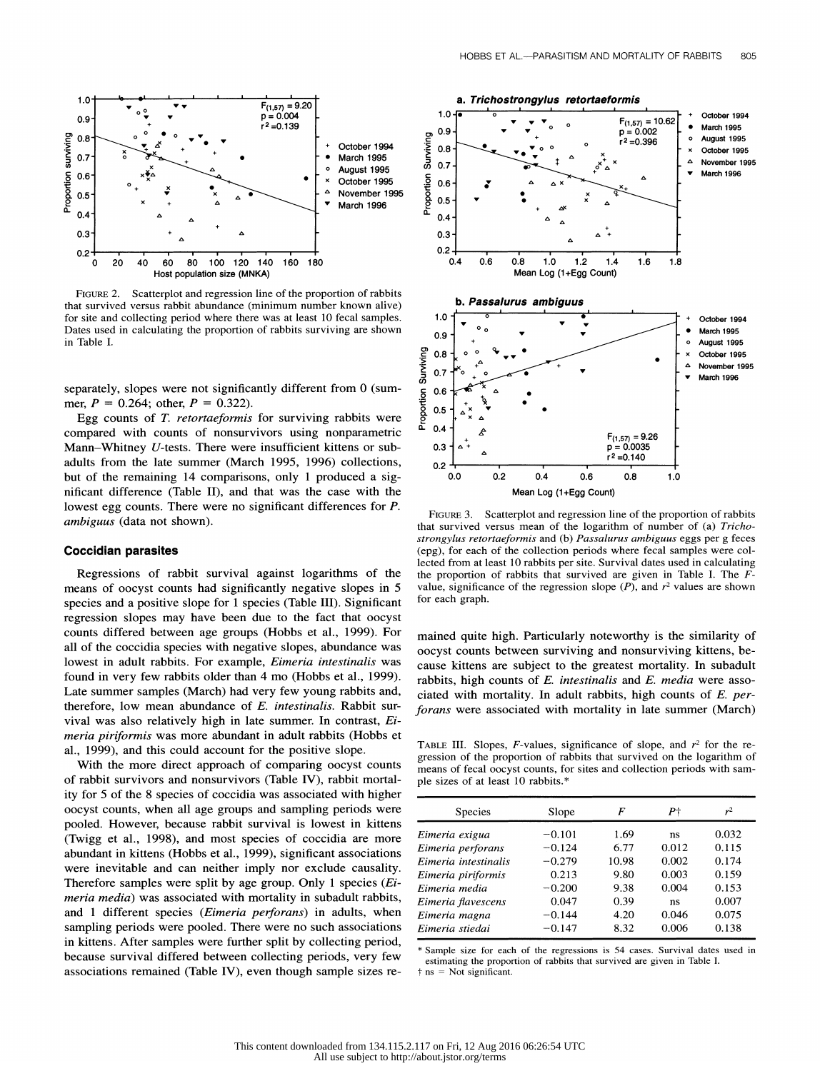FIGURE 2. Scatterplot and regression line of the proportion of rabbits that survived versus rabbit abundance (minimum number known alive) for site and collecting period where there was at least 10 fecal samples. Dates used in calculating the proportion of rabbits surviving are shown in Table I.

separately, slopes were not significantly different from 0 (summer, $P = 0.264$; other, $P = 0.322$).

Egg counts of *T. retortaeformis* for surviving rabbits were compared with counts of nonsurvivors using nonparametric Mann–Whitney *U*-tests. There were insufficient kittens or subadults from the late summer (March 1995, 1996) collections, but of the remaining 14 comparisons, only 1 produced a significant difference (Table II), and that was the case with the lowest egg counts. There were no significant differences for *P. ambiguus* (data not shown).

### Coccidian parasites

Regressions of rabbit survival against logarithms of the means of oocyst counts had significantly negative slopes in 5 species and a positive slope for 1 species (Table III). Significant regression slopes may have been due to the fact that oocyst counts differed between age groups (Hobbs et al., 1999). For all of the coccidia species with negative slopes, abundance was lowest in adult rabbits. For example, *Eimeria intestinalis* was found in very few rabbits older than 4 mo (Hobbs et al., 1999). Late summer samples (March) had very few young rabbits and, therefore, low mean abundance of *E. intestinalis*. Rabbit survival was also relatively high in late summer. In contrast, *Eimeria piriformis* was more abundant in adult rabbits (Hobbs et al., 1999), and this could account for the positive slope.

With the more direct approach of comparing oocyst counts of rabbit survivors and nonsurvivors (Table IV), rabbit mortality for 5 of the 8 species of coccidia was associated with higher oocyst counts, when all age groups and sampling periods were pooled. However, because rabbit survival is lowest in kittens (Twigg et al., 1998), and most species of coccidia are more abundant in kittens (Hobbs et al., 1999), significant associations were inevitable and can neither imply nor exclude causality. Therefore samples were split by age group. Only 1 species (*Eimeria media*) was associated with mortality in subadult rabbits, and 1 different species (*Eimeria perforans*) in adults, when sampling periods were pooled. There were no such associations in kittens. After samples were further split by collecting period, because survival differed between collecting periods, very few associations remained (Table IV), even though sample sizes remained quite high. Particularly noteworthy is the similarity of oocyst counts between surviving and nonsurviving kittens, because kittens are subject to the greatest mortality. In subadult rabbits, high counts of *E. intestinalis* and *E. media* were associated with mortality. In adult rabbits, high counts of *E. perforans* were associated with mortality in late summer (March)

FIGURE 3. Scatterplot and regression line of the proportion of rabbits that survived versus mean of the logarithm of number of (a) *Trichostrongylus retortaeformis* and (b) *Passalurus ambiguus* eggs per g feces (epg), for each of the collection periods where fecal samples were collected from at least 10 rabbits per site. Survival dates used in calculating the proportion of rabbits that survived are given in Table I. The *F*-value, significance of the regression slope (*P*), and $r^2$ values are shown for each graph.

TABLE III. Slopes, *F*-values, significance of slope, and $r^2$ for the regression of the proportion of rabbits that survived on the logarithm of means of fecal oocyst counts, for sites and collection periods with sample sizes of at least 10 rabbits.*

| Species | Slope | *F* | *P*† | $r^2$ |
|---|---|---|---|---|
| *Eimeria exigua* | −0.101 | 1.69 | ns | 0.032 |
| *Eimeria perforans* | −0.124 | 6.77 | 0.012 | 0.115 |
| *Eimeria intestinalis* | −0.279 | 10.98 | 0.002 | 0.174 |
| *Eimeria piriformis* | 0.213 | 9.80 | 0.003 | 0.159 |
| *Eimeria media* | −0.200 | 9.38 | 0.004 | 0.153 |
| *Eimeria flavescens* | 0.047 | 0.39 | ns | 0.007 |
| *Eimeria magna* | −0.144 | 4.20 | 0.046 | 0.075 |
| *Eimeria stiedai* | −0.147 | 8.32 | 0.006 | 0.138 |

\* Sample size for each of the regressions is 54 cases. Survival dates used in estimating the proportion of rabbits that survived are given in Table I.
† ns = Not significant.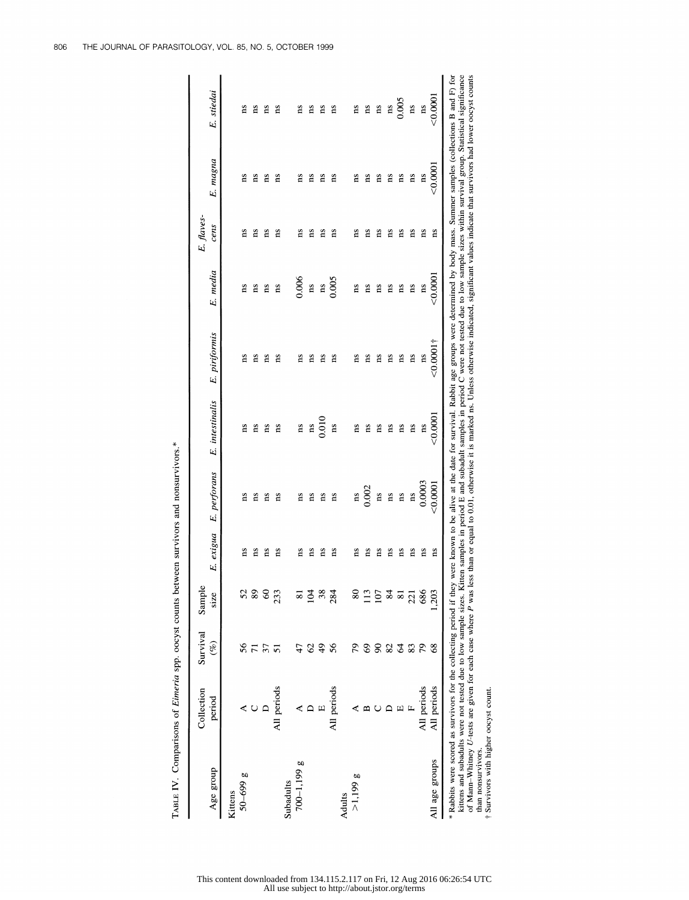TABLE IV. Comparisons of *Eimeria* spp. oocyst counts between survivors and nonsurvivors.*

| Age group | Collection period | Survival (%) | Sample size | *E. exigua* | *E. perforans* | *E. intestinalis* | *E. piriformis* | *E. media* | *E. flavescens* | *E. magna* | *E. stiedai* |
|---|---|---|---|---|---|---|---|---|---|---|---|
| Kittens | | | | | | | | | | | |
| 50–699 g | A | 56 | 52 | ns | ns | ns | ns | ns | ns | ns | ns |
| | C | 71 | 89 | ns | ns | ns | ns | ns | ns | ns | ns |
| | D | 37 | 60 | ns | ns | ns | ns | ns | ns | ns | ns |
| | All periods | 51 | 233 | ns | ns | ns | ns | ns | ns | ns | ns |
| Subadults | | | | | | | | | | | |
| 700–1,199 g | A | 47 | 81 | ns | ns | ns | ns | 0.006 | ns | ns | ns |
| | D | 62 | 104 | ns | ns | ns | ns | ns | ns | ns | ns |
| | E | 49 | 38 | ns | ns | 0.010 | ns | ns | ns | ns | ns |
| | All periods | 56 | 284 | ns | ns | ns | ns | 0.005 | ns | ns | ns |
| Adults | | | | | | | | | | | |
| >1,199 g | A | 79 | 80 | ns | ns | ns | ns | ns | ns | ns | ns |
| | B | 69 | 113 | ns | 0.002 | ns | ns | ns | ns | ns | ns |
| | C | 90 | 107 | ns | ns | ns | ns | ns | ns | ns | ns |
| | D | 82 | 84 | ns | ns | ns | ns | ns | ns | ns | ns |
| | E | 64 | 81 | ns | ns | ns | ns | ns | ns | ns | 0.005 |
| | F | 83 | 221 | ns | ns | ns | ns | ns | ns | ns | ns |
| | All periods | 79 | 686 | ns | 0.0003 | ns | ns | ns | ns | ns | ns |
| All age groups | All periods | 68 | 1,203 | ns | <0.0001 | <0.0001 | <0.0001† | <0.0001 | ns | <0.0001 | <0.0001 |

\* Rabbits were scored as survivors for the collecting period if they were known to be alive at the date for survival. Rabbit age groups were determined by body mass. Summer samples (collections B and F) for kittens and subadults were not tested due to low sample sizes. Kitten samples in period E and subadult samples in period C were not tested due to low sample sizes within survival group. Statistical significance of Mann–Whitney *U*-tests are given for each case where *P* was less than or equal to 0.01, otherwise it is marked ns. Unless otherwise indicated, significant values indicate that survivors had lower oocyst counts than nonsurvivors.

† Survivors with higher oocyst count.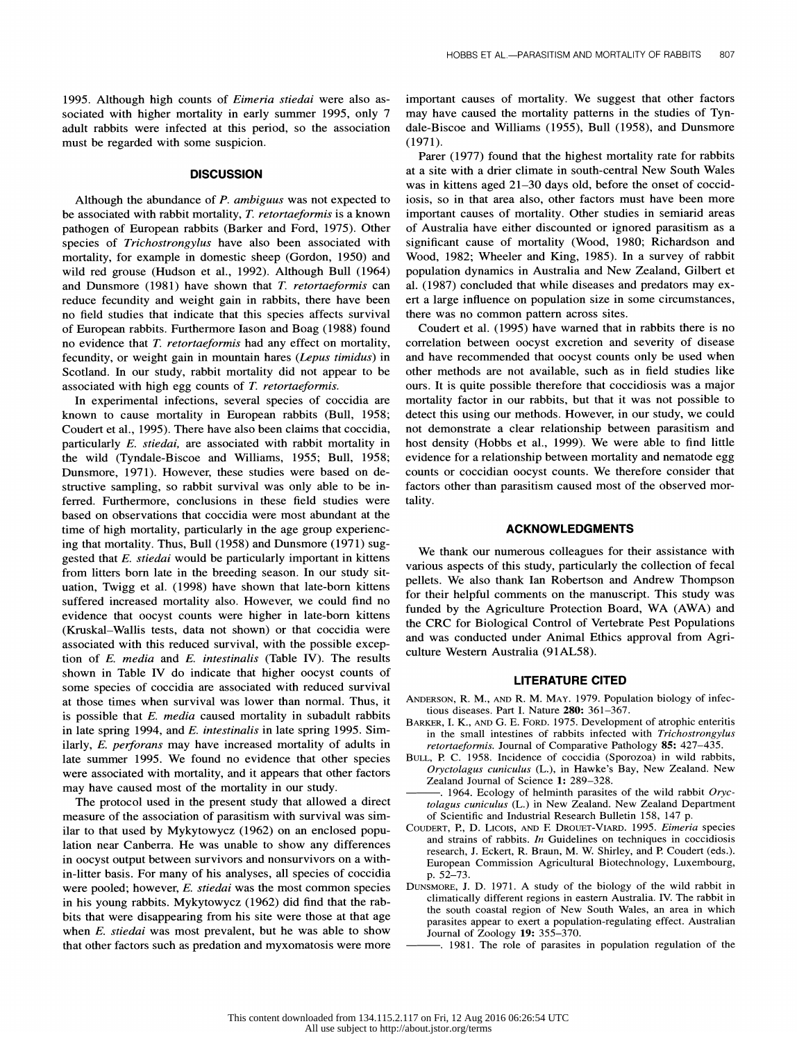1995. Although high counts of *Eimeria stiedai* were also associated with higher mortality in early summer 1995, only 7 adult rabbits were infected at this period, so the association must be regarded with some suspicion.

## DISCUSSION

Although the abundance of *P. ambiguus* was not expected to be associated with rabbit mortality, *T. retortaeformis* is a known pathogen of European rabbits (Barker and Ford, 1975). Other species of *Trichostrongylus* have also been associated with mortality, for example in domestic sheep (Gordon, 1950) and wild red grouse (Hudson et al., 1992). Although Bull (1964) and Dunsmore (1981) have shown that *T. retortaeformis* can reduce fecundity and weight gain in rabbits, there have been no field studies that indicate that this species affects survival of European rabbits. Furthermore Iason and Boag (1988) found no evidence that *T. retortaeformis* had any effect on mortality, fecundity, or weight gain in mountain hares (*Lepus timidus*) in Scotland. In our study, rabbit mortality did not appear to be associated with high egg counts of *T. retortaeformis*.

In experimental infections, several species of coccidia are known to cause mortality in European rabbits (Bull, 1958; Coudert et al., 1995). There have also been claims that coccidia, particularly *E. stiedai*, are associated with rabbit mortality in the wild (Tyndale-Biscoe and Williams, 1955; Bull, 1958; Dunsmore, 1971). However, these studies were based on destructive sampling, so rabbit survival was only able to be inferred. Furthermore, conclusions in these field studies were based on observations that coccidia were most abundant at the time of high mortality, particularly in the age group experiencing that mortality. Thus, Bull (1958) and Dunsmore (1971) suggested that *E. stiedai* would be particularly important in kittens from litters born late in the breeding season. In our study situation, Twigg et al. (1998) have shown that late-born kittens suffered increased mortality also. However, we could find no evidence that oocyst counts were higher in late-born kittens (Kruskal–Wallis tests, data not shown) or that coccidia were associated with this reduced survival, with the possible exception of *E. media* and *E. intestinalis* (Table IV). The results shown in Table IV do indicate that higher oocyst counts of some species of coccidia are associated with reduced survival at those times when survival was lower than normal. Thus, it is possible that *E. media* caused mortality in subadult rabbits in late spring 1994, and *E. intestinalis* in late spring 1995. Similarly, *E. perforans* may have increased mortality of adults in late summer 1995. We found no evidence that other species were associated with mortality, and it appears that other factors may have caused most of the mortality in our study.

The protocol used in the present study that allowed a direct measure of the association of parasitism with survival was similar to that used by Mykytowycz (1962) on an enclosed population near Canberra. He was unable to show any differences in oocyst output between survivors and nonsurvivors on a within-litter basis. For many of his analyses, all species of coccidia were pooled; however, *E. stiedai* was the most common species in his young rabbits. Mykytowycz (1962) did find that the rabbits that were disappearing from his site were those at that age when *E. stiedai* was most prevalent, but he was able to show that other factors such as predation and myxomatosis were more important causes of mortality. We suggest that other factors may have caused the mortality patterns in the studies of Tyndale-Biscoe and Williams (1955), Bull (1958), and Dunsmore (1971).

Parer (1977) found that the highest mortality rate for rabbits at a site with a drier climate in south-central New South Wales was in kittens aged 21–30 days old, before the onset of coccidiosis, so in that area also, other factors must have been more important causes of mortality. Other studies in semiarid areas of Australia have either discounted or ignored parasitism as a significant cause of mortality (Wood, 1980; Richardson and Wood, 1982; Wheeler and King, 1985). In a survey of rabbit population dynamics in Australia and New Zealand, Gilbert et al. (1987) concluded that while diseases and predators may exert a large influence on population size in some circumstances, there was no common pattern across sites.

Coudert et al. (1995) have warned that in rabbits there is no correlation between oocyst excretion and severity of disease and have recommended that oocyst counts only be used when other methods are not available, such as in field studies like ours. It is quite possible therefore that coccidiosis was a major mortality factor in our rabbits, but that it was not possible to detect this using our methods. However, in our study, we could not demonstrate a clear relationship between parasitism and host density (Hobbs et al., 1999). We were able to find little evidence for a relationship between mortality and nematode egg counts or coccidian oocyst counts. We therefore consider that factors other than parasitism caused most of the observed mortality.

## ACKNOWLEDGMENTS

We thank our numerous colleagues for their assistance with various aspects of this study, particularly the collection of fecal pellets. We also thank Ian Robertson and Andrew Thompson for their helpful comments on the manuscript. This study was funded by the Agriculture Protection Board, WA (AWA) and the CRC for Biological Control of Vertebrate Pest Populations and was conducted under Animal Ethics approval from Agriculture Western Australia (91AL58).

## LITERATURE CITED

ANDERSON, R. M., AND R. M. MAY. 1979. Population biology of infectious diseases. Part I. Nature **280:** 361–367.

BARKER, I. K., AND G. E. FORD. 1975. Development of atrophic enteritis in the small intestines of rabbits infected with *Trichostrongylus retortaeformis*. Journal of Comparative Pathology **85:** 427–435.

BULL, P. C. 1958. Incidence of coccidia (Sporozoa) in wild rabbits, *Oryctolagus cuniculus* (L.), in Hawke's Bay, New Zealand. New Zealand Journal of Science **1:** 289–328.

———. 1964. Ecology of helminth parasites of the wild rabbit *Oryctolagus cuniculus* (L.) in New Zealand. New Zealand Department of Scientific and Industrial Research Bulletin 158, 147 p.

COUDERT, P., D. LICOIS, AND F. DROUET-VIARD. 1995. *Eimeria* species and strains of rabbits. *In* Guidelines on techniques in coccidiosis research, J. Eckert, R. Braun, M. W. Shirley, and P. Coudert (eds.). European Commission Agricultural Biotechnology, Luxembourg, p. 52–73.

DUNSMORE, J. D. 1971. A study of the biology of the wild rabbit in climatically different regions in eastern Australia. IV. The rabbit in the south coastal region of New South Wales, an area in which parasites appear to exert a population-regulating effect. Australian Journal of Zoology **19:** 355–370.

———. 1981. The role of parasites in population regulation of the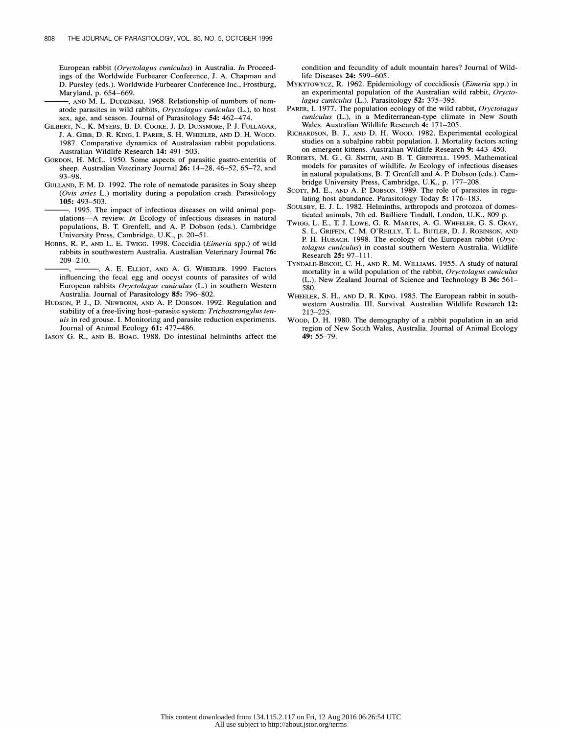European rabbit (*Oryctolagus cuniculus*) in Australia. *In* Proceedings of the Worldwide Furbearer Conference, J. A. Chapman and D. Pursley (eds.). Worldwide Furbearer Conference Inc., Frostburg, Maryland, p. 654–669.

———, AND M. L. DUDZINSKI. 1968. Relationship of numbers of nematode parasites in wild rabbits, *Oryctolagus cuniculus* (L.), to host sex, age, and season. Journal of Parasitology **54:** 462–474.

GILBERT, N., K. MYERS, B. D. COOKE, J. D. DUNSMORE, P. J. FULLAGAR, J. A. GIBB, D. R. KING, I. PARER, S. H. WHEELER, AND D. H. WOOD. 1987. Comparative dynamics of Australasian rabbit populations. Australian Wildlife Research **14:** 491–503.

GORDON, H. MCL. 1950. Some aspects of parasitic gastro-enteritis of sheep. Australian Veterinary Journal **26:** 14–28, 46–52, 65–72, and 93–98.

GULLAND, F. M. D. 1992. The role of nematode parasites in Soay sheep (*Ovis aries* L.) mortality during a population crash. Parasitology **105:** 493–503.

———. 1995. The impact of infectious diseases on wild animal populations—A review. *In* Ecology of infectious diseases in natural populations, B. T. Grenfell, and A. P. Dobson (eds.). Cambridge University Press, Cambridge, U.K., p. 20–51.

HOBBS, R. P., AND L. E. TWIGG. 1998. Coccidia (*Eimeria* spp.) of wild rabbits in southwestern Australia. Australian Veterinary Journal **76:** 209–210.

———, ———, A. E. ELLIOT, AND A. G. WHEELER. 1999. Factors influencing the fecal egg and oocyst counts of parasites of wild European rabbits *Oryctolagus cuniculus* (L.) in southern Western Australia. Journal of Parasitology **85:** 796–802.

HUDSON, P. J., D. NEWBORN, AND A. P. DOBSON. 1992. Regulation and stability of a free-living host–parasite system: *Trichostrongylus tenuis* in red grouse. I. Monitoring and parasite reduction experiments. Journal of Animal Ecology **61:** 477–486.

IASON G. R., AND B. BOAG. 1988. Do intestinal helminths affect the condition and fecundity of adult mountain hares? Journal of Wildlife Diseases **24:** 599–605.

MYKYTOWYCZ, R. 1962. Epidemiology of coccidiosis (*Eimeria* spp.) in an experimental population of the Australian wild rabbit, *Oryctolagus cuniculus* (L.). Parasitology **52:** 375–395.

PARER, I. 1977. The population ecology of the wild rabbit, *Oryctolagus cuniculus* (L.), in a Mediterranean-type climate in New South Wales. Australian Wildlife Research **4:** 171–205.

RICHARDSON, B. J., AND D. H. WOOD. 1982. Experimental ecological studies on a subalpine rabbit population. I. Mortality factors acting on emergent kittens. Australian Wildlife Research **9:** 443–450.

ROBERTS, M. G., G. SMITH, AND B. T. GRENFELL. 1995. Mathematical models for parasites of wildlife. *In* Ecology of infectious diseases in natural populations, B. T. Grenfell and A. P. Dobson (eds.). Cambridge University Press, Cambridge, U.K., p. 177–208.

SCOTT, M. E., AND A. P. DOBSON. 1989. The role of parasites in regulating host abundance. Parasitology Today **5:** 176–183.

SOULSBY, E. J. L. 1982. Helminths, arthropods and protozoa of domesticated animals, 7th ed. Bailliere Tindall, London, U.K., 809 p.

TWIGG, L. E., T. J. LOWE, G. R. MARTIN, A. G. WHEELER, G. S. GRAY, S. L. GRIFFIN, C. M. O'REILLY, T. L. BUTLER, D. J. ROBINSON, AND P. H. HUBACH. 1998. The ecology of the European rabbit (*Oryctolagus cuniculus*) in coastal southern Western Australia. Wildlife Research **25:** 97–111.

TYNDALE-BISCOE, C. H., AND R. M. WILLIAMS. 1955. A study of natural mortality in a wild population of the rabbit, *Oryctolagus cuniculus* (L.). New Zealand Journal of Science and Technology B **36:** 561–580.

WHEELER, S. H., AND D. R. KING. 1985. The European rabbit in southwestern Australia. III. Survival. Australian Wildlife Research **12:** 213–225.

WOOD, D. H. 1980. The demography of a rabbit population in an arid region of New South Wales, Australia. Journal of Animal Ecology **49:** 55–79.